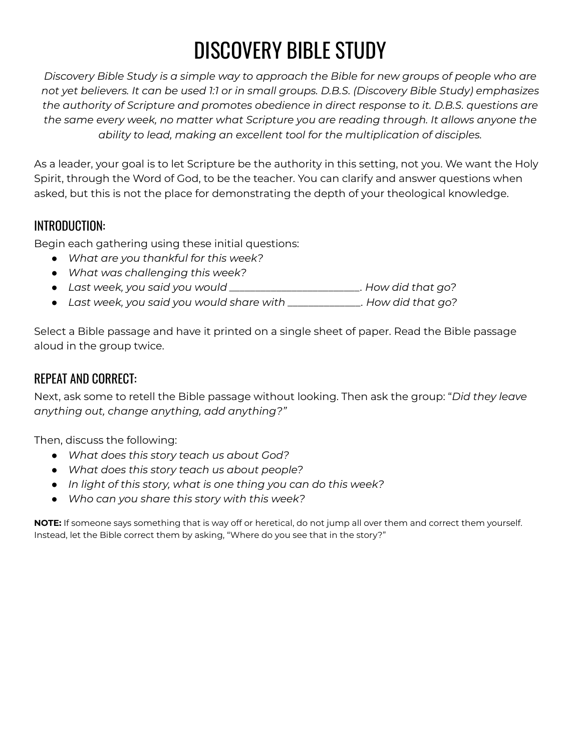# DISCOVERY BIBLE STUDY

*Discovery Bible Study is a simple way to approach the Bible for new groups of people who are not yet believers. It can be used 1:1 or in small groups. D.B.S. (Discovery Bible Study) emphasizes the authority of Scripture and promotes obedience in direct response to it. D.B.S. questions are the same every week, no matter what Scripture you are reading through. It allows anyone the ability to lead, making an excellent tool for the multiplication of disciples.*

As a leader, your goal is to let Scripture be the authority in this setting, not you. We want the Holy Spirit, through the Word of God, to be the teacher. You can clarify and answer questions when asked, but this is not the place for demonstrating the depth of your theological knowledge.

## INTRODUCTION:

Begin each gathering using these initial questions:

- *What are you thankful for this week?*
- *What was challenging this week?*
- *Last week, you said you would _________________________. How did that go?*
- *Last week, you said you would share with ______________. How did that go?*

Select a Bible passage and have it printed on a single sheet of paper. Read the Bible passage aloud in the group twice.

## REPEAT AND CORRECT:

Next, ask some to retell the Bible passage without looking. Then ask the group: "*Did they leave anything out, change anything, add anything?"*

Then, discuss the following:

- *What does this story teach us about God?*
- *What does this story teach us about people?*
- *In light of this story, what is one thing you can do this week?*
- *Who can you share this story with this week?*

**NOTE:** If someone says something that is way off or heretical, do not jump all over them and correct them yourself. Instead, let the Bible correct them by asking, "Where do you see that in the story?"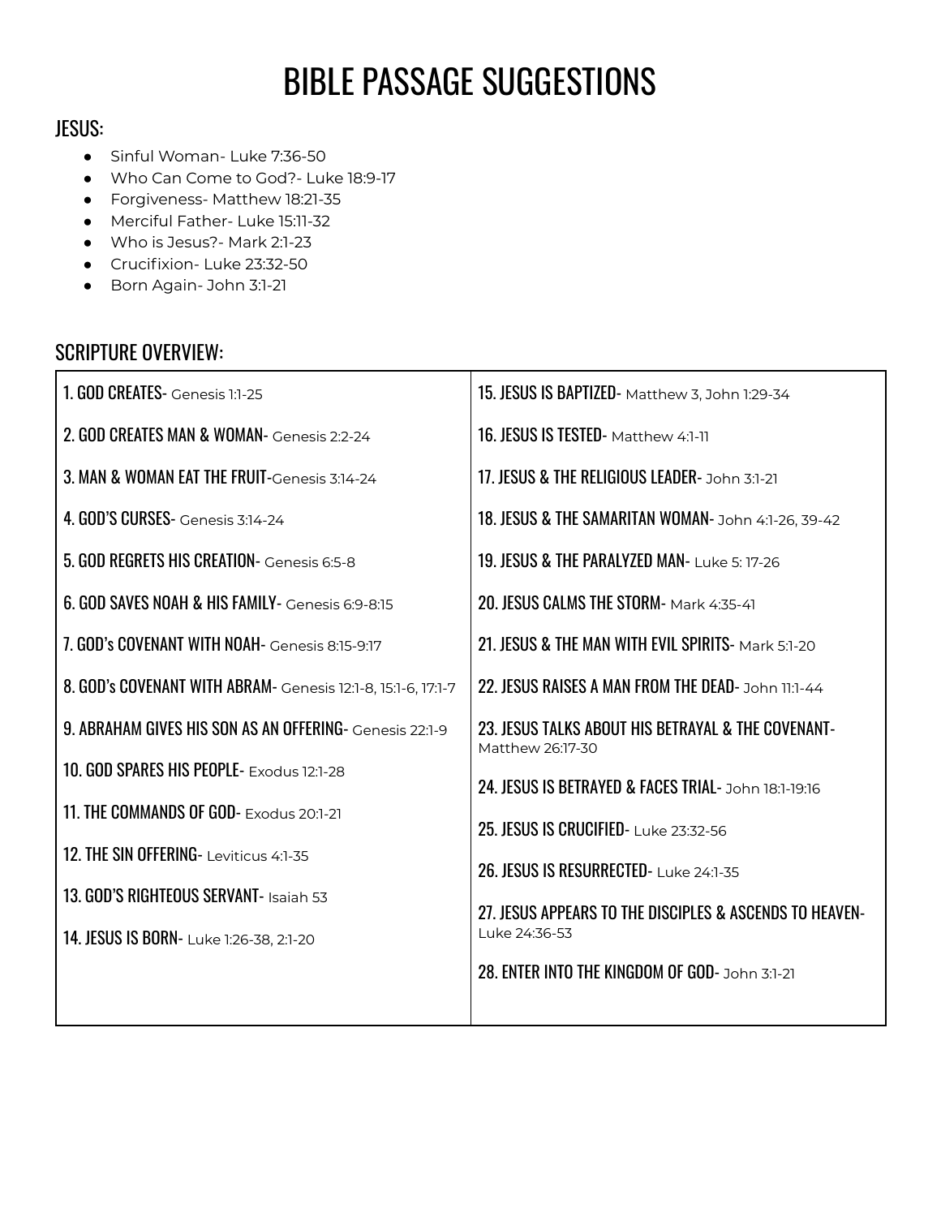# BIBLE PASSAGE SUGGESTIONS

## JESUS:

- Sinful Woman- Luke 7:36-50
- Who Can Come to God?- Luke 18:9-17
- Forgiveness- Matthew 18:21-35
- Merciful Father- Luke 15:11-32
- Who is Jesus?- Mark 2:1-23
- Crucifixion- Luke 23:32-50
- Born Again- John 3:1-21

## SCRIPTURE OVERVIEW:

1. GOD CREATES- Genesis 1:1-25
2. GOD CREATES MAN & WOMAN- Genesis 2:2-24
3. MAN & WOMAN EAT THE FRUIT-Genesis 3:14-24
4. GOD'S CURSES- Genesis 3:14-24
5. GOD REGRETS HIS CREATION- Genesis 6:5-8
6. GOD SAVES NOAH & HIS FAMILY- Genesis 6:9-8:15
7. GOD's COVENANT WITH NOAH- Genesis 8:15-9:17
8. GOD's COVENANT WITH ABRAM- Genesis 12:1-8, 15:1-6, 17:1-7
9. ABRAHAM GIVES HIS SON AS AN OFFERING- Genesis 22:1-9
10. GOD SPARES HIS PEOPLE- Exodus 12:1-28
11. THE COMMANDS OF GOD- Exodus 20:1-21
12. THE SIN OFFERING- Leviticus 4:1-35
13. GOD'S RIGHTEOUS SERVANT- Isaiah 53
14. JESUS IS BORN- Luke 1:26-38, 2:1-20
15. JESUS IS BAPTIZED- Matthew 3, John 1:29-34
16. JESUS IS TESTED- Matthew 4:1-11
17. JESUS & THE RELIGIOUS LEADER- John 3:1-21
18. JESUS & THE SAMARITAN WOMAN- John 4:1-26, 39-42
19. JESUS & THE PARALYZED MAN- Luke 5: 17-26
20. JESUS CALMS THE STORM- Mark 4:35-41
21. JESUS & THE MAN WITH EVIL SPIRITS- Mark 5:1-20
22. JESUS RAISES A MAN FROM THE DEAD- John 11:1-44
23. JESUS TALKS ABOUT HIS BETRAYAL & THE COVENANT- Matthew 26:17-30
24. JESUS IS BETRAYED & FACES TRIAL- John 18:1-19:16
25. JESUS IS CRUCIFIED- Luke 23:32-56
26. JESUS IS RESURRECTED- Luke 24:1-35
27. JESUS APPEARS TO THE DISCIPLES & ASCENDS TO HEAVEN- Luke 24:36-53
28. ENTER INTO THE KINGDOM OF GOD- John 3:1-21